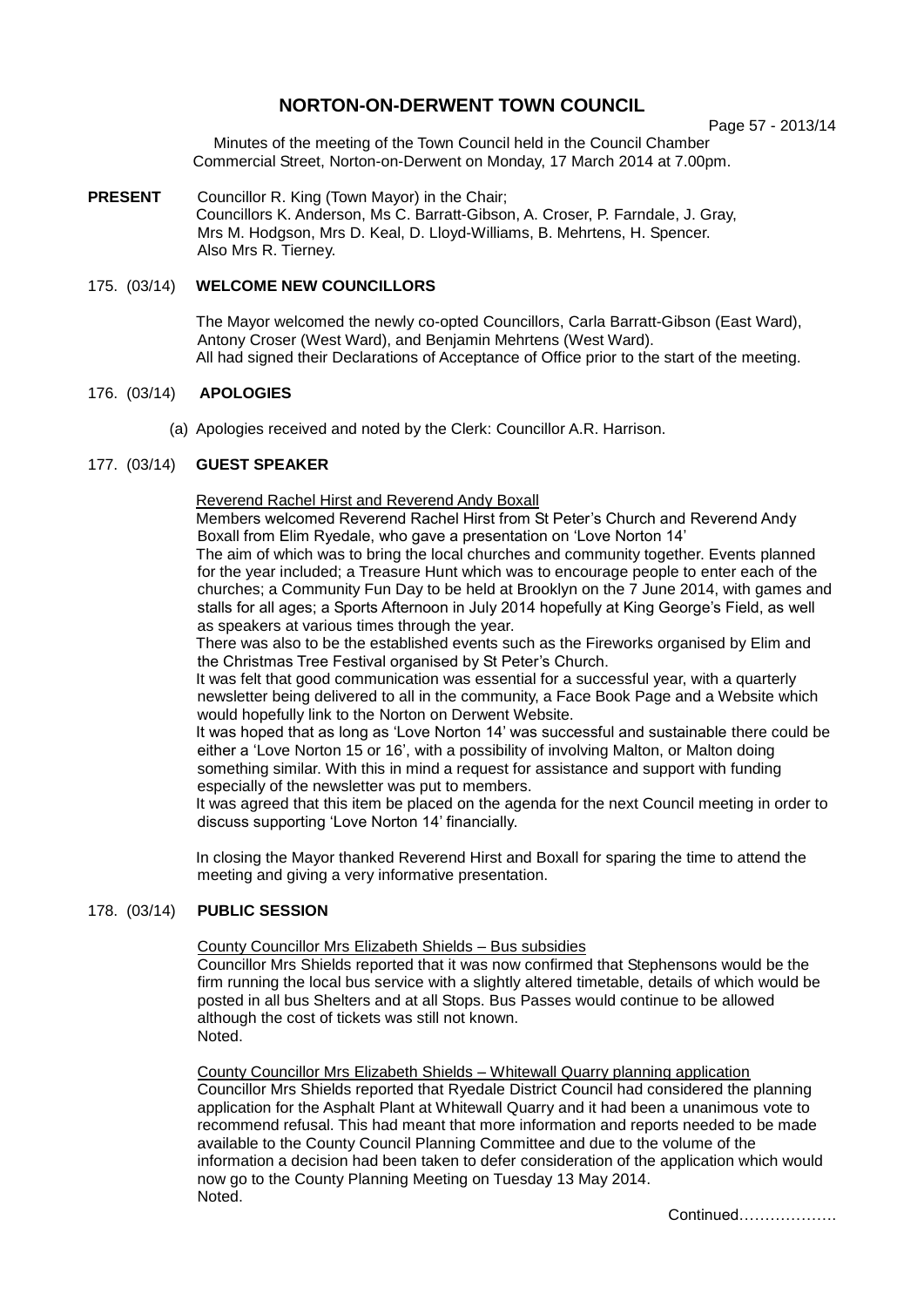# NORTON-ON-DERWENT TOWN COUNCIL

Minutes of the meeting of the Town Council held in the Council Chamber Commercial Street, Norton-on-Derwent on Monday, 17 March 2014 at 7.00pm.

**PRESENT** Councillor R. King (Town Mayor) in the Chair;
Councillors K. Anderson, Ms C. Barratt-Gibson, A. Croser, P. Farndale, J. Gray, Mrs M. Hodgson, Mrs D. Keal, D. Lloyd-Williams, B. Mehrtens, H. Spencer.
Also Mrs R. Tierney.

## 175. (03/14) WELCOME NEW COUNCILLORS

The Mayor welcomed the newly co-opted Councillors, Carla Barratt-Gibson (East Ward), Antony Croser (West Ward), and Benjamin Mehrtens (West Ward).
All had signed their Declarations of Acceptance of Office prior to the start of the meeting.

## 176. (03/14) APOLOGIES

(a) Apologies received and noted by the Clerk: Councillor A.R. Harrison.

## 177. (03/14) GUEST SPEAKER

Reverend Rachel Hirst and Reverend Andy Boxall

Members welcomed Reverend Rachel Hirst from St Peter's Church and Reverend Andy Boxall from Elim Ryedale, who gave a presentation on 'Love Norton 14'

The aim of which was to bring the local churches and community together. Events planned for the year included; a Treasure Hunt which was to encourage people to enter each of the churches; a Community Fun Day to be held at Brooklyn on the 7 June 2014, with games and stalls for all ages; a Sports Afternoon in July 2014 hopefully at King George's Field, as well as speakers at various times through the year.

There was also to be the established events such as the Fireworks organised by Elim and the Christmas Tree Festival organised by St Peter's Church.

It was felt that good communication was essential for a successful year, with a quarterly newsletter being delivered to all in the community, a Face Book Page and a Website which would hopefully link to the Norton on Derwent Website.

It was hoped that as long as 'Love Norton 14' was successful and sustainable there could be either a 'Love Norton 15 or 16', with a possibility of involving Malton, or Malton doing something similar. With this in mind a request for assistance and support with funding especially of the newsletter was put to members.

It was agreed that this item be placed on the agenda for the next Council meeting in order to discuss supporting 'Love Norton 14' financially.

In closing the Mayor thanked Reverend Hirst and Boxall for sparing the time to attend the meeting and giving a very informative presentation.

## 178. (03/14) PUBLIC SESSION

County Councillor Mrs Elizabeth Shields – Bus subsidies

Councillor Mrs Shields reported that it was now confirmed that Stephensons would be the firm running the local bus service with a slightly altered timetable, details of which would be posted in all bus Shelters and at all Stops. Bus Passes would continue to be allowed although the cost of tickets was still not known.
Noted.

County Councillor Mrs Elizabeth Shields – Whitewall Quarry planning application

Councillor Mrs Shields reported that Ryedale District Council had considered the planning application for the Asphalt Plant at Whitewall Quarry and it had been a unanimous vote to recommend refusal. This had meant that more information and reports needed to be made available to the County Council Planning Committee and due to the volume of the information a decision had been taken to defer consideration of the application which would now go to the County Planning Meeting on Tuesday 13 May 2014.
Noted.

Continued……………….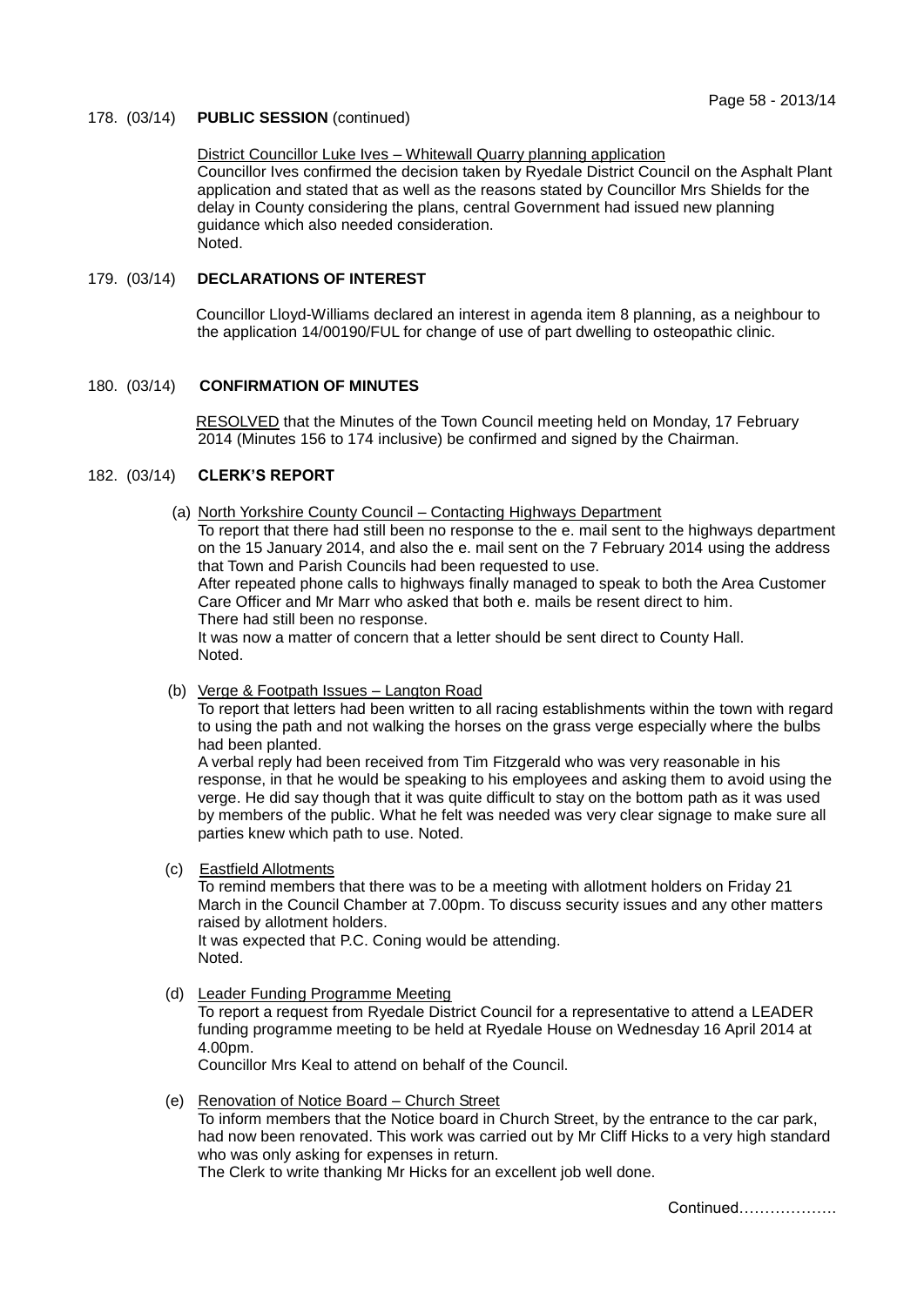178. (03/14) **PUBLIC SESSION** (continued)

District Councillor Luke Ives – Whitewall Quarry planning application
Councillor Ives confirmed the decision taken by Ryedale District Council on the Asphalt Plant application and stated that as well as the reasons stated by Councillor Mrs Shields for the delay in County considering the plans, central Government had issued new planning guidance which also needed consideration.
Noted.

179. (03/14) **DECLARATIONS OF INTEREST**

Councillor Lloyd-Williams declared an interest in agenda item 8 planning, as a neighbour to the application 14/00190/FUL for change of use of part dwelling to osteopathic clinic.

180. (03/14) **CONFIRMATION OF MINUTES**

RESOLVED that the Minutes of the Town Council meeting held on Monday, 17 February 2014 (Minutes 156 to 174 inclusive) be confirmed and signed by the Chairman.

182. (03/14) **CLERK'S REPORT**

(a) North Yorkshire County Council – Contacting Highways Department
To report that there had still been no response to the e. mail sent to the highways department on the 15 January 2014, and also the e. mail sent on the 7 February 2014 using the address that Town and Parish Councils had been requested to use.
After repeated phone calls to highways finally managed to speak to both the Area Customer Care Officer and Mr Marr who asked that both e. mails be resent direct to him.
There had still been no response.
It was now a matter of concern that a letter should be sent direct to County Hall.
Noted.

(b) Verge & Footpath Issues – Langton Road
To report that letters had been written to all racing establishments within the town with regard to using the path and not walking the horses on the grass verge especially where the bulbs had been planted.
A verbal reply had been received from Tim Fitzgerald who was very reasonable in his response, in that he would be speaking to his employees and asking them to avoid using the verge. He did say though that it was quite difficult to stay on the bottom path as it was used by members of the public. What he felt was needed was very clear signage to make sure all parties knew which path to use. Noted.

(c) Eastfield Allotments
To remind members that there was to be a meeting with allotment holders on Friday 21 March in the Council Chamber at 7.00pm. To discuss security issues and any other matters raised by allotment holders.
It was expected that P.C. Coning would be attending.
Noted.

(d) Leader Funding Programme Meeting
To report a request from Ryedale District Council for a representative to attend a LEADER funding programme meeting to be held at Ryedale House on Wednesday 16 April 2014 at 4.00pm.
Councillor Mrs Keal to attend on behalf of the Council.

(e) Renovation of Notice Board – Church Street
To inform members that the Notice board in Church Street, by the entrance to the car park, had now been renovated. This work was carried out by Mr Cliff Hicks to a very high standard who was only asking for expenses in return.
The Clerk to write thanking Mr Hicks for an excellent job well done.

Continued……………….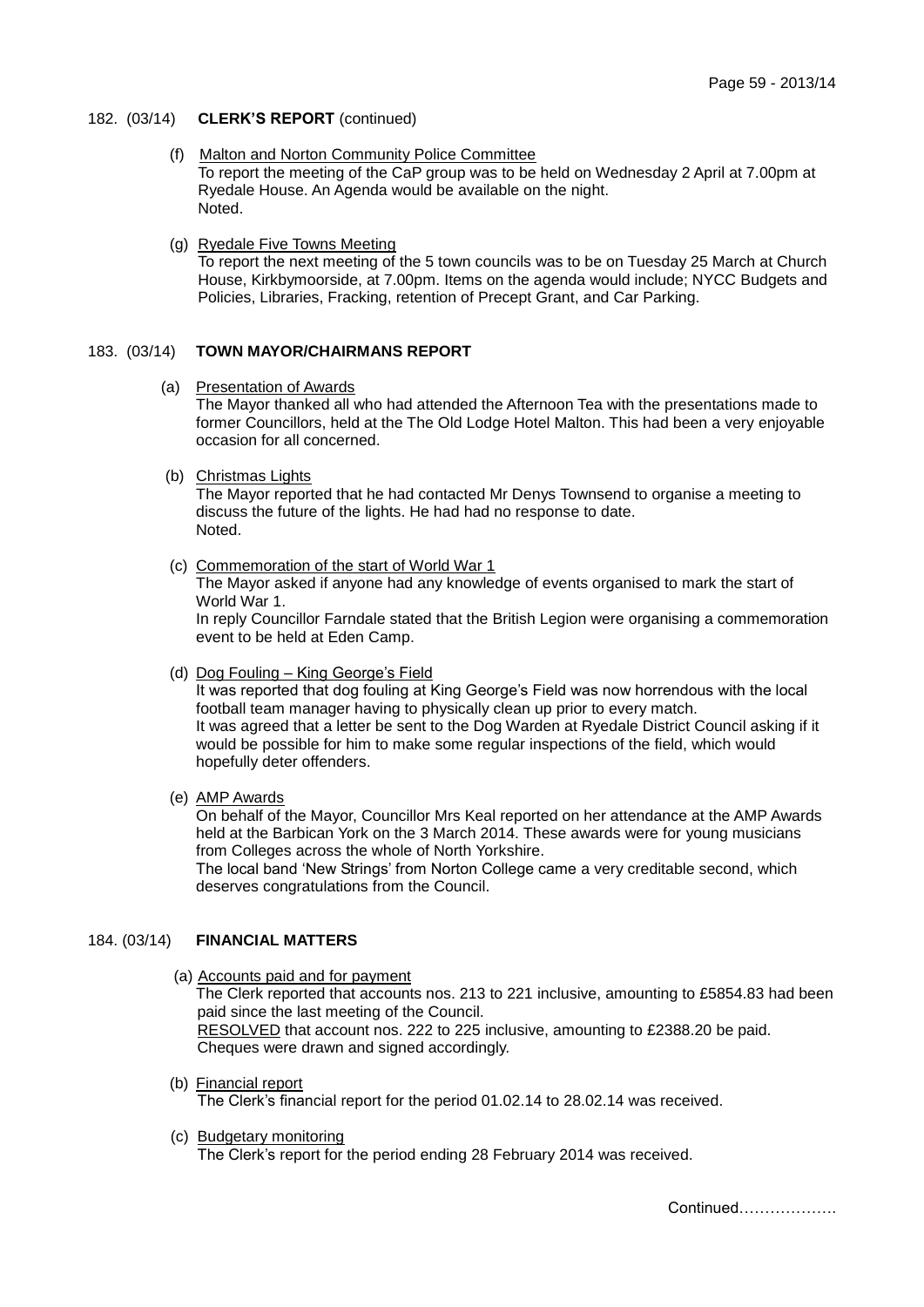## 182. (03/14) **CLERK'S REPORT** (continued)

(f) Malton and Norton Community Police Committee
To report the meeting of the CaP group was to be held on Wednesday 2 April at 7.00pm at Ryedale House. An Agenda would be available on the night.
Noted.

(g) Ryedale Five Towns Meeting
To report the next meeting of the 5 town councils was to be on Tuesday 25 March at Church House, Kirkbymoorside, at 7.00pm. Items on the agenda would include; NYCC Budgets and Policies, Libraries, Fracking, retention of Precept Grant, and Car Parking.

## 183. (03/14) **TOWN MAYOR/CHAIRMANS REPORT**

(a) Presentation of Awards
The Mayor thanked all who had attended the Afternoon Tea with the presentations made to former Councillors, held at the The Old Lodge Hotel Malton. This had been a very enjoyable occasion for all concerned.

(b) Christmas Lights
The Mayor reported that he had contacted Mr Denys Townsend to organise a meeting to discuss the future of the lights. He had had no response to date.
Noted.

(c) Commemoration of the start of World War 1
The Mayor asked if anyone had any knowledge of events organised to mark the start of World War 1.
In reply Councillor Farndale stated that the British Legion were organising a commemoration event to be held at Eden Camp.

(d) Dog Fouling – King George's Field
It was reported that dog fouling at King George's Field was now horrendous with the local football team manager having to physically clean up prior to every match.
It was agreed that a letter be sent to the Dog Warden at Ryedale District Council asking if it would be possible for him to make some regular inspections of the field, which would hopefully deter offenders.

(e) AMP Awards
On behalf of the Mayor, Councillor Mrs Keal reported on her attendance at the AMP Awards held at the Barbican York on the 3 March 2014. These awards were for young musicians from Colleges across the whole of North Yorkshire.
The local band 'New Strings' from Norton College came a very creditable second, which deserves congratulations from the Council.

## 184. (03/14) **FINANCIAL MATTERS**

(a) Accounts paid and for payment
The Clerk reported that accounts nos. 213 to 221 inclusive, amounting to £5854.83 had been paid since the last meeting of the Council.
RESOLVED that account nos. 222 to 225 inclusive, amounting to £2388.20 be paid.
Cheques were drawn and signed accordingly.

(b) Financial report
The Clerk's financial report for the period 01.02.14 to 28.02.14 was received.

(c) Budgetary monitoring
The Clerk's report for the period ending 28 February 2014 was received.

Continued……………….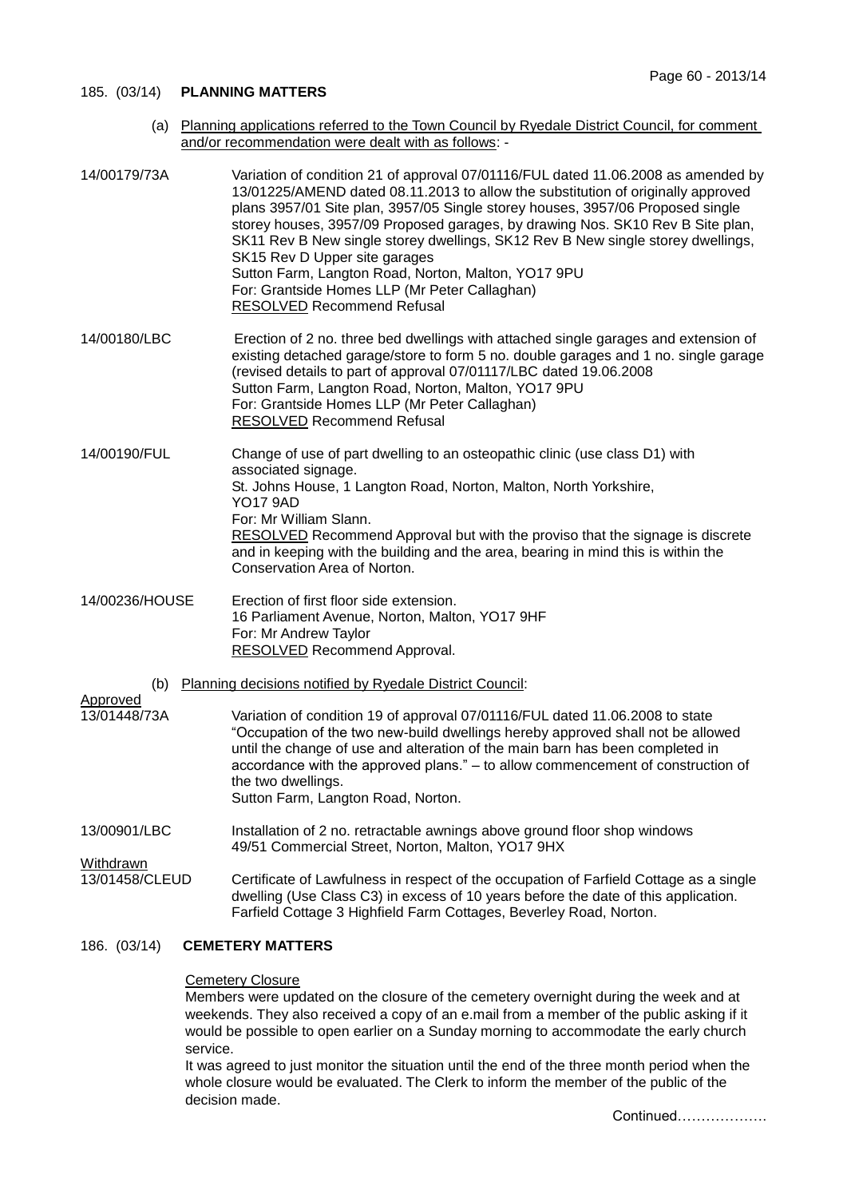## 185. (03/14) PLANNING MATTERS

(a) Planning applications referred to the Town Council by Ryedale District Council, for comment and/or recommendation were dealt with as follows: -

**14/00179/73A**
Variation of condition 21 of approval 07/01116/FUL dated 11.06.2008 as amended by 13/01225/AMEND dated 08.11.2013 to allow the substitution of originally approved plans 3957/01 Site plan, 3957/05 Single storey houses, 3957/06 Proposed single storey houses, 3957/09 Proposed garages, by drawing Nos. SK10 Rev B Site plan, SK11 Rev B New single storey dwellings, SK12 Rev B New single storey dwellings, SK15 Rev D Upper site garages
Sutton Farm, Langton Road, Norton, Malton, YO17 9PU
For: Grantside Homes LLP (Mr Peter Callaghan)
RESOLVED Recommend Refusal

**14/00180/LBC**
Erection of 2 no. three bed dwellings with attached single garages and extension of existing detached garage/store to form 5 no. double garages and 1 no. single garage (revised details to part of approval 07/01117/LBC dated 19.06.2008
Sutton Farm, Langton Road, Norton, Malton, YO17 9PU
For: Grantside Homes LLP (Mr Peter Callaghan)
RESOLVED Recommend Refusal

**14/00190/FUL**
Change of use of part dwelling to an osteopathic clinic (use class D1) with associated signage.
St. Johns House, 1 Langton Road, Norton, Malton, North Yorkshire, YO17 9AD
For: Mr William Slann.
RESOLVED Recommend Approval but with the proviso that the signage is discrete and in keeping with the building and the area, bearing in mind this is within the Conservation Area of Norton.

**14/00236/HOUSE**
Erection of first floor side extension.
16 Parliament Avenue, Norton, Malton, YO17 9HF
For: Mr Andrew Taylor
RESOLVED Recommend Approval.

(b) Planning decisions notified by Ryedale District Council:

Approved

**13/01448/73A**
Variation of condition 19 of approval 07/01116/FUL dated 11.06.2008 to state "Occupation of the two new-build dwellings hereby approved shall not be allowed until the change of use and alteration of the main barn has been completed in accordance with the approved plans." – to allow commencement of construction of the two dwellings.
Sutton Farm, Langton Road, Norton.

**13/00901/LBC**
Installation of 2 no. retractable awnings above ground floor shop windows
49/51 Commercial Street, Norton, Malton, YO17 9HX

Withdrawn

**13/01458/CLEUD**
Certificate of Lawfulness in respect of the occupation of Farfield Cottage as a single dwelling (Use Class C3) in excess of 10 years before the date of this application.
Farfield Cottage 3 Highfield Farm Cottages, Beverley Road, Norton.

## 186. (03/14) CEMETERY MATTERS

Cemetery Closure

Members were updated on the closure of the cemetery overnight during the week and at weekends. They also received a copy of an e.mail from a member of the public asking if it would be possible to open earlier on a Sunday morning to accommodate the early church service.

It was agreed to just monitor the situation until the end of the three month period when the whole closure would be evaluated. The Clerk to inform the member of the public of the decision made.

Continued……………….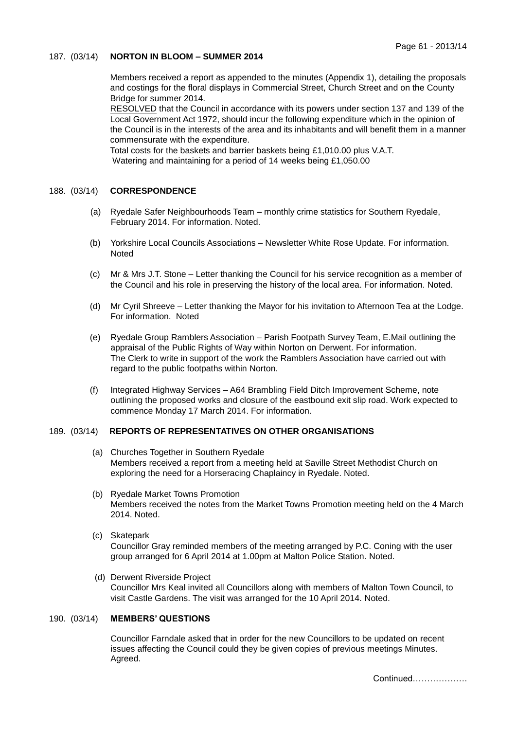187. (03/14) **NORTON IN BLOOM – SUMMER 2014**

Members received a report as appended to the minutes (Appendix 1), detailing the proposals and costings for the floral displays in Commercial Street, Church Street and on the County Bridge for summer 2014.

RESOLVED that the Council in accordance with its powers under section 137 and 139 of the Local Government Act 1972, should incur the following expenditure which in the opinion of the Council is in the interests of the area and its inhabitants and will benefit them in a manner commensurate with the expenditure.

Total costs for the baskets and barrier baskets being £1,010.00 plus V.A.T.

Watering and maintaining for a period of 14 weeks being £1,050.00

188. (03/14) **CORRESPONDENCE**

(a) Ryedale Safer Neighbourhoods Team – monthly crime statistics for Southern Ryedale, February 2014. For information. Noted.

(b) Yorkshire Local Councils Associations – Newsletter White Rose Update. For information. Noted

(c) Mr & Mrs J.T. Stone – Letter thanking the Council for his service recognition as a member of the Council and his role in preserving the history of the local area. For information. Noted.

(d) Mr Cyril Shreeve – Letter thanking the Mayor for his invitation to Afternoon Tea at the Lodge. For information. Noted

(e) Ryedale Group Ramblers Association – Parish Footpath Survey Team, E.Mail outlining the appraisal of the Public Rights of Way within Norton on Derwent. For information. The Clerk to write in support of the work the Ramblers Association have carried out with regard to the public footpaths within Norton.

(f) Integrated Highway Services – A64 Brambling Field Ditch Improvement Scheme, note outlining the proposed works and closure of the eastbound exit slip road. Work expected to commence Monday 17 March 2014. For information.

189. (03/14) **REPORTS OF REPRESENTATIVES ON OTHER ORGANISATIONS**

(a) Churches Together in Southern Ryedale
Members received a report from a meeting held at Saville Street Methodist Church on exploring the need for a Horseracing Chaplaincy in Ryedale. Noted.

(b) Ryedale Market Towns Promotion
Members received the notes from the Market Towns Promotion meeting held on the 4 March 2014. Noted.

(c) Skatepark
Councillor Gray reminded members of the meeting arranged by P.C. Coning with the user group arranged for 6 April 2014 at 1.00pm at Malton Police Station. Noted.

(d) Derwent Riverside Project
Councillor Mrs Keal invited all Councillors along with members of Malton Town Council, to visit Castle Gardens. The visit was arranged for the 10 April 2014. Noted.

190. (03/14) **MEMBERS' QUESTIONS**

Councillor Farndale asked that in order for the new Councillors to be updated on recent issues affecting the Council could they be given copies of previous meetings Minutes. Agreed.

Continued……………….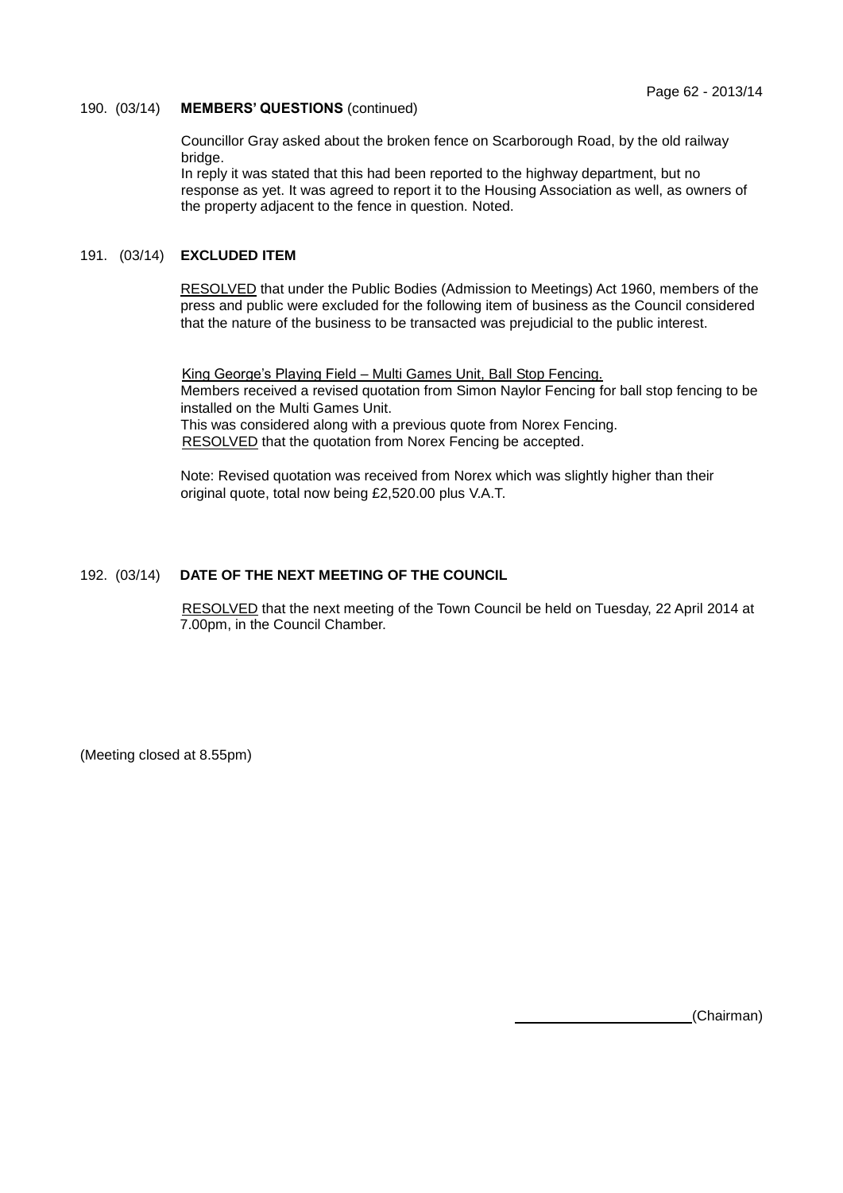190. (03/14) **MEMBERS' QUESTIONS** (continued)

Councillor Gray asked about the broken fence on Scarborough Road, by the old railway bridge.
In reply it was stated that this had been reported to the highway department, but no response as yet. It was agreed to report it to the Housing Association as well, as owners of the property adjacent to the fence in question. Noted.

191. (03/14) **EXCLUDED ITEM**

RESOLVED that under the Public Bodies (Admission to Meetings) Act 1960, members of the press and public were excluded for the following item of business as the Council considered that the nature of the business to be transacted was prejudicial to the public interest.

King George's Playing Field – Multi Games Unit, Ball Stop Fencing.
Members received a revised quotation from Simon Naylor Fencing for ball stop fencing to be installed on the Multi Games Unit.
This was considered along with a previous quote from Norex Fencing.
RESOLVED that the quotation from Norex Fencing be accepted.

Note: Revised quotation was received from Norex which was slightly higher than their original quote, total now being £2,520.00 plus V.A.T.

192. (03/14) **DATE OF THE NEXT MEETING OF THE COUNCIL**

RESOLVED that the next meeting of the Town Council be held on Tuesday, 22 April 2014 at 7.00pm, in the Council Chamber.

(Meeting closed at 8.55pm)

\_\_\_\_\_\_\_\_\_\_\_\_\_\_\_\_\_\_\_\_\_\_(Chairman)